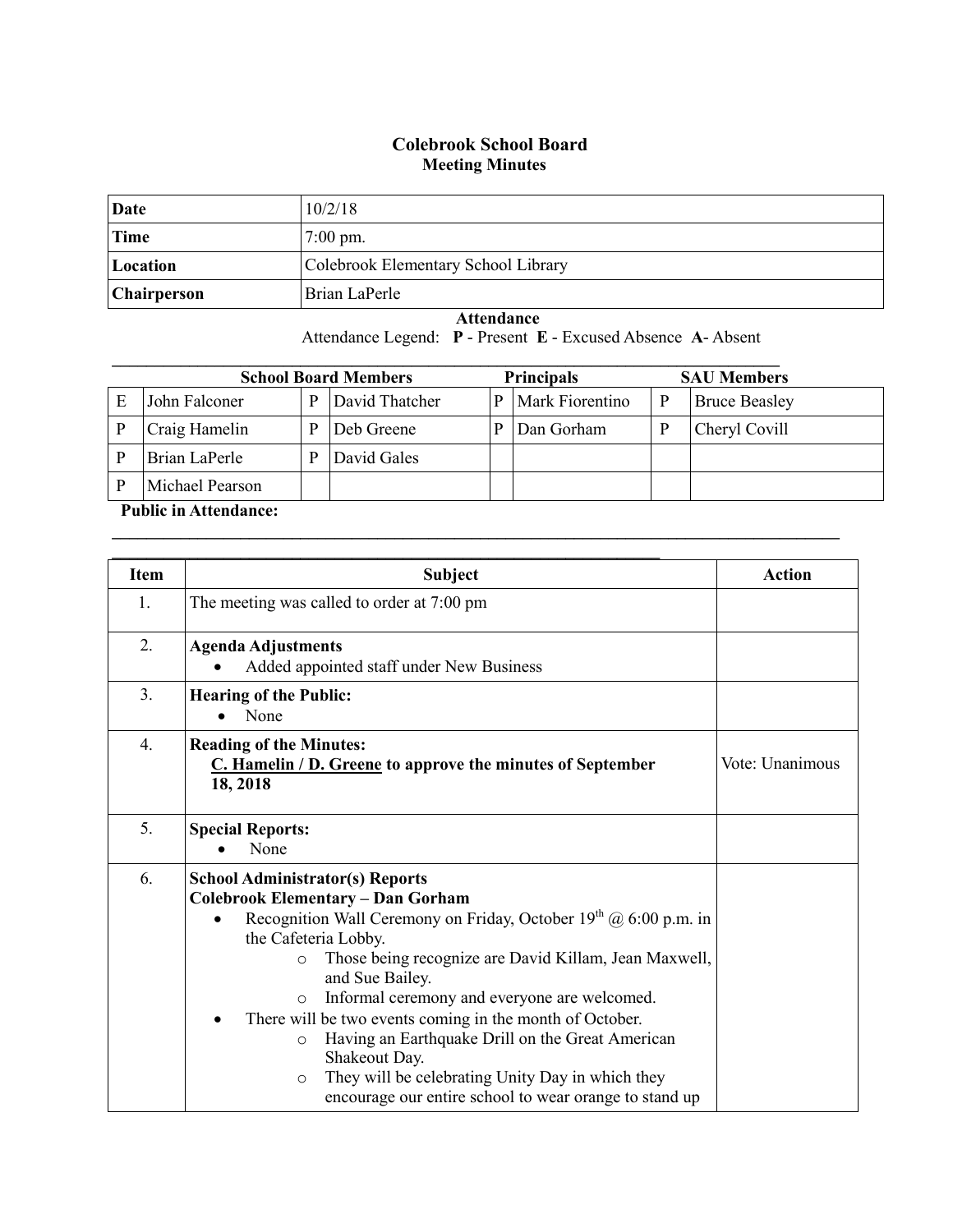# Colebrook School Board
## Meeting Minutes

| Date | 10/2/18 |
|---|---|
| Time | 7:00 pm. |
| Location | Colebrook Elementary School Library |
| Chairperson | Brian LaPerle |

**Attendance**

Attendance Legend: **P** - Present **E** - Excused Absence **A**- Absent

| School Board Members | | | | Principals | | SAU Members | |
|---|---|---|---|---|---|---|---|
| E | John Falconer | P | David Thatcher | P | Mark Fiorentino | P | Bruce Beasley |
| P | Craig Hamelin | P | Deb Greene | P | Dan Gorham | P | Cheryl Covill |
| P | Brian LaPerle | P | David Gales | | | | |
| P | Michael Pearson | | | | | | |

**Public in Attendance:**

| Item | Subject | Action |
|---|---|---|
| 1. | The meeting was called to order at 7:00 pm | |
| 2. | **Agenda Adjustments**<br>• Added appointed staff under New Business | |
| 3. | **Hearing of the Public:**<br>• None | |
| 4. | **Reading of the Minutes:**<br>**<u>C. Hamelin / D. Greene</u> to approve the minutes of September 18, 2018** | Vote: Unanimous |
| 5. | **Special Reports:**<br>• None | |
| 6. | **School Administrator(s) Reports**<br>**Colebrook Elementary – Dan Gorham**<br>• Recognition Wall Ceremony on Friday, October 19th @ 6:00 p.m. in the Cafeteria Lobby.<br>  ○ Those being recognize are David Killam, Jean Maxwell, and Sue Bailey.<br>  ○ Informal ceremony and everyone are welcomed.<br>• There will be two events coming in the month of October.<br>  ○ Having an Earthquake Drill on the Great American Shakeout Day.<br>  ○ They will be celebrating Unity Day in which they encourage our entire school to wear orange to stand up | |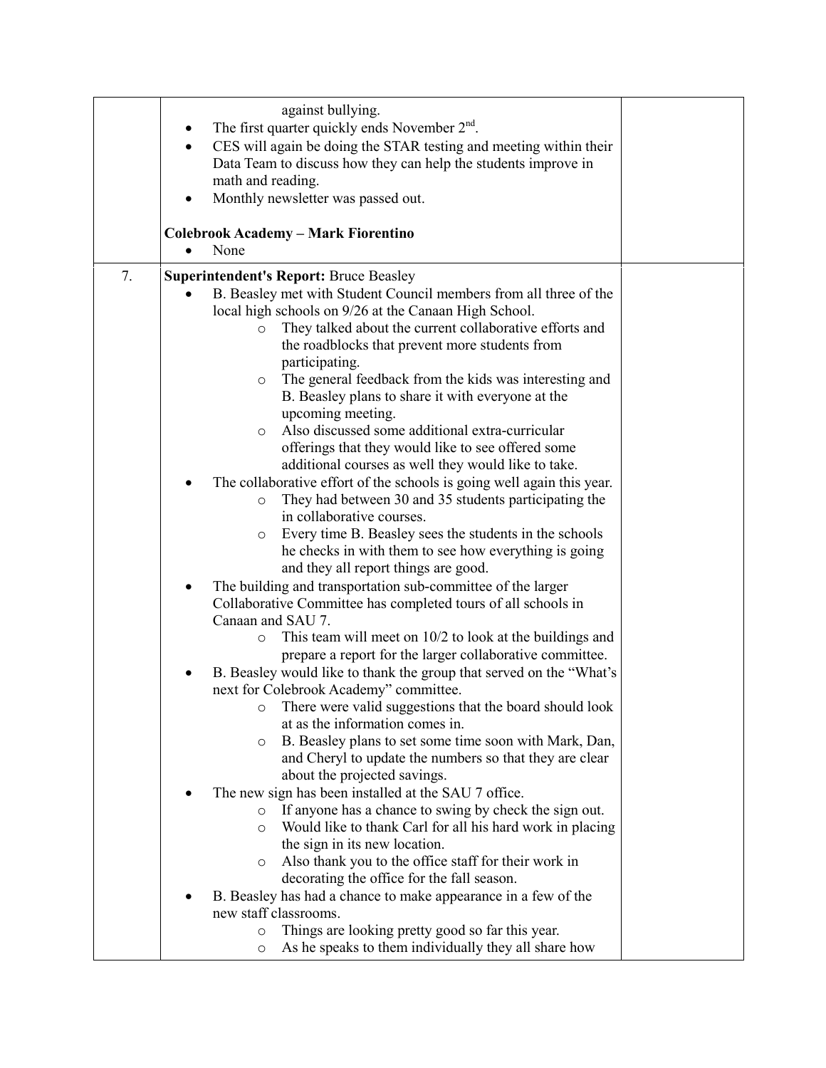| | | |
|---|---|---|
| | against bullying.<br>• The first quarter quickly ends November 2nd.<br>• CES will again be doing the STAR testing and meeting within their Data Team to discuss how they can help the students improve in math and reading.<br>• Monthly newsletter was passed out.<br><br>**Colebrook Academy – Mark Fiorentino**<br>• None | |
| 7. | **Superintendent's Report:** Bruce Beasley<br>• B. Beasley met with Student Council members from all three of the local high schools on 9/26 at the Canaan High School.<br>  ○ They talked about the current collaborative efforts and the roadblocks that prevent more students from participating.<br>  ○ The general feedback from the kids was interesting and B. Beasley plans to share it with everyone at the upcoming meeting.<br>  ○ Also discussed some additional extra-curricular offerings that they would like to see offered some additional courses as well they would like to take.<br>• The collaborative effort of the schools is going well again this year.<br>  ○ They had between 30 and 35 students participating the in collaborative courses.<br>  ○ Every time B. Beasley sees the students in the schools he checks in with them to see how everything is going and they all report things are good.<br>• The building and transportation sub-committee of the larger Collaborative Committee has completed tours of all schools in Canaan and SAU 7.<br>  ○ This team will meet on 10/2 to look at the buildings and prepare a report for the larger collaborative committee.<br>• B. Beasley would like to thank the group that served on the "What's next for Colebrook Academy" committee.<br>  ○ There were valid suggestions that the board should look at as the information comes in.<br>  ○ B. Beasley plans to set some time soon with Mark, Dan, and Cheryl to update the numbers so that they are clear about the projected savings.<br>• The new sign has been installed at the SAU 7 office.<br>  ○ If anyone has a chance to swing by check the sign out.<br>  ○ Would like to thank Carl for all his hard work in placing the sign in its new location.<br>  ○ Also thank you to the office staff for their work in decorating the office for the fall season.<br>• B. Beasley has had a chance to make appearance in a few of the new staff classrooms.<br>  ○ Things are looking pretty good so far this year.<br>  ○ As he speaks to them individually they all share how | |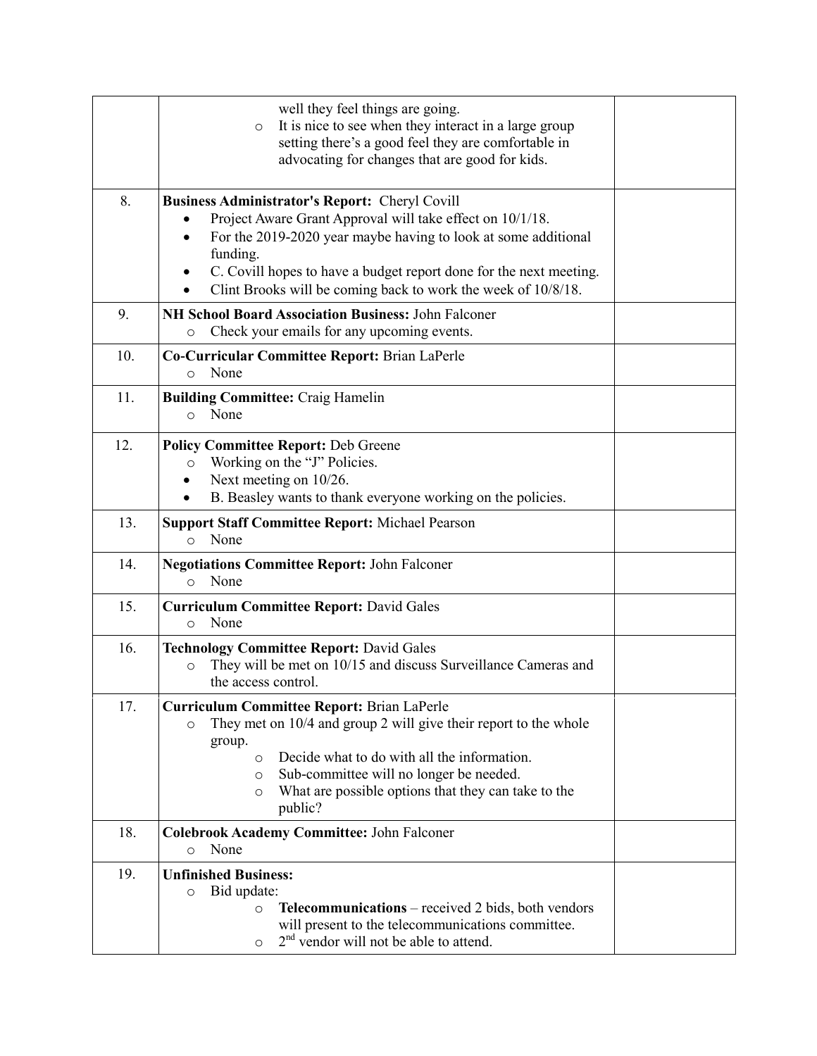| | | |
|---|---|---|
| | well they feel things are going.<br>◦ It is nice to see when they interact in a large group setting there's a good feel they are comfortable in advocating for changes that are good for kids. | |
| 8. | **Business Administrator's Report:** Cheryl Covill<br>• Project Aware Grant Approval will take effect on 10/1/18.<br>• For the 2019-2020 year maybe having to look at some additional funding.<br>• C. Covill hopes to have a budget report done for the next meeting.<br>• Clint Brooks will be coming back to work the week of 10/8/18. | |
| 9. | **NH School Board Association Business:** John Falconer<br>◦ Check your emails for any upcoming events. | |
| 10. | **Co-Curricular Committee Report:** Brian LaPerle<br>◦ None | |
| 11. | **Building Committee:** Craig Hamelin<br>◦ None | |
| 12. | **Policy Committee Report:** Deb Greene<br>◦ Working on the "J" Policies.<br>• Next meeting on 10/26.<br>• B. Beasley wants to thank everyone working on the policies. | |
| 13. | **Support Staff Committee Report:** Michael Pearson<br>◦ None | |
| 14. | **Negotiations Committee Report:** John Falconer<br>◦ None | |
| 15. | **Curriculum Committee Report:** David Gales<br>◦ None | |
| 16. | **Technology Committee Report:** David Gales<br>◦ They will be met on 10/15 and discuss Surveillance Cameras and the access control. | |
| 17. | **Curriculum Committee Report:** Brian LaPerle<br>◦ They met on 10/4 and group 2 will give their report to the whole group.<br>◦ Decide what to do with all the information.<br>◦ Sub-committee will no longer be needed.<br>◦ What are possible options that they can take to the public? | |
| 18. | **Colebrook Academy Committee:** John Falconer<br>◦ None | |
| 19. | **Unfinished Business:**<br>◦ Bid update:<br>◦ **Telecommunications** – received 2 bids, both vendors will present to the telecommunications committee.<br>◦ 2nd vendor will not be able to attend. | |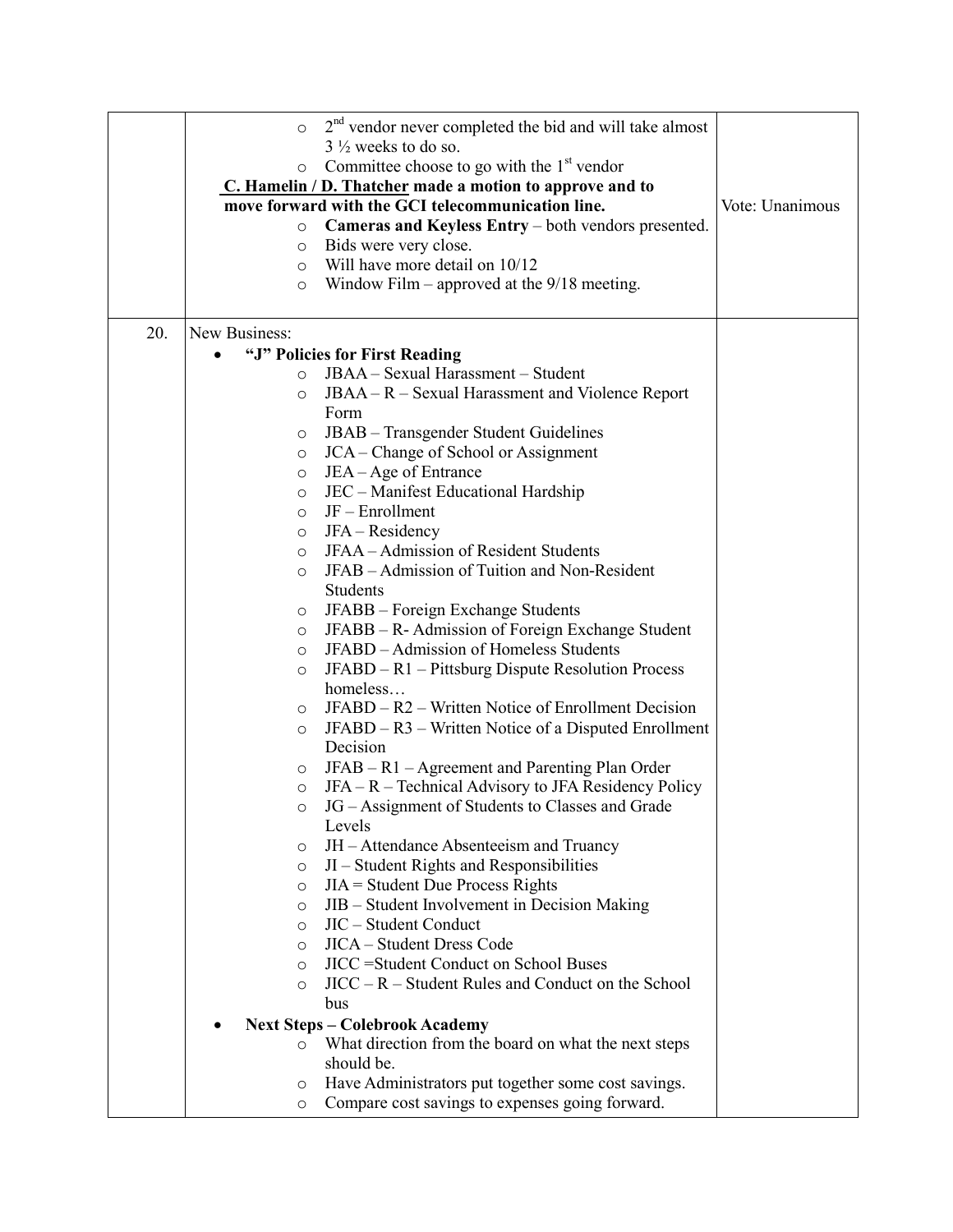| | | |
|---|---|---|
| | ○ 2nd vendor never completed the bid and will take almost 3 ½ weeks to do so.<br>○ Committee choose to go with the 1st vendor<br>**C. Hamelin / D. Thatcher made a motion to approve and to move forward with the GCI telecommunication line.**<br>○ **Cameras and Keyless Entry** – both vendors presented.<br>○ Bids were very close.<br>○ Will have more detail on 10/12<br>○ Window Film – approved at the 9/18 meeting. | Vote: Unanimous |
| 20. | New Business:<br>• **"J" Policies for First Reading**<br>○ JBAA – Sexual Harassment – Student<br>○ JBAA – R – Sexual Harassment and Violence Report Form<br>○ JBAB – Transgender Student Guidelines<br>○ JCA – Change of School or Assignment<br>○ JEA – Age of Entrance<br>○ JEC – Manifest Educational Hardship<br>○ JF – Enrollment<br>○ JFA – Residency<br>○ JFAA – Admission of Resident Students<br>○ JFAB – Admission of Tuition and Non-Resident Students<br>○ JFABB – Foreign Exchange Students<br>○ JFABB – R- Admission of Foreign Exchange Student<br>○ JFABD – Admission of Homeless Students<br>○ JFABD – R1 – Pittsburg Dispute Resolution Process homeless…<br>○ JFABD – R2 – Written Notice of Enrollment Decision<br>○ JFABD – R3 – Written Notice of a Disputed Enrollment Decision<br>○ JFAB – R1 – Agreement and Parenting Plan Order<br>○ JFA – R – Technical Advisory to JFA Residency Policy<br>○ JG – Assignment of Students to Classes and Grade Levels<br>○ JH – Attendance Absenteeism and Truancy<br>○ JI – Student Rights and Responsibilities<br>○ JIA = Student Due Process Rights<br>○ JIB – Student Involvement in Decision Making<br>○ JIC – Student Conduct<br>○ JICA – Student Dress Code<br>○ JICC =Student Conduct on School Buses<br>○ JICC – R – Student Rules and Conduct on the School bus<br>• **Next Steps – Colebrook Academy**<br>○ What direction from the board on what the next steps should be.<br>○ Have Administrators put together some cost savings.<br>○ Compare cost savings to expenses going forward. | |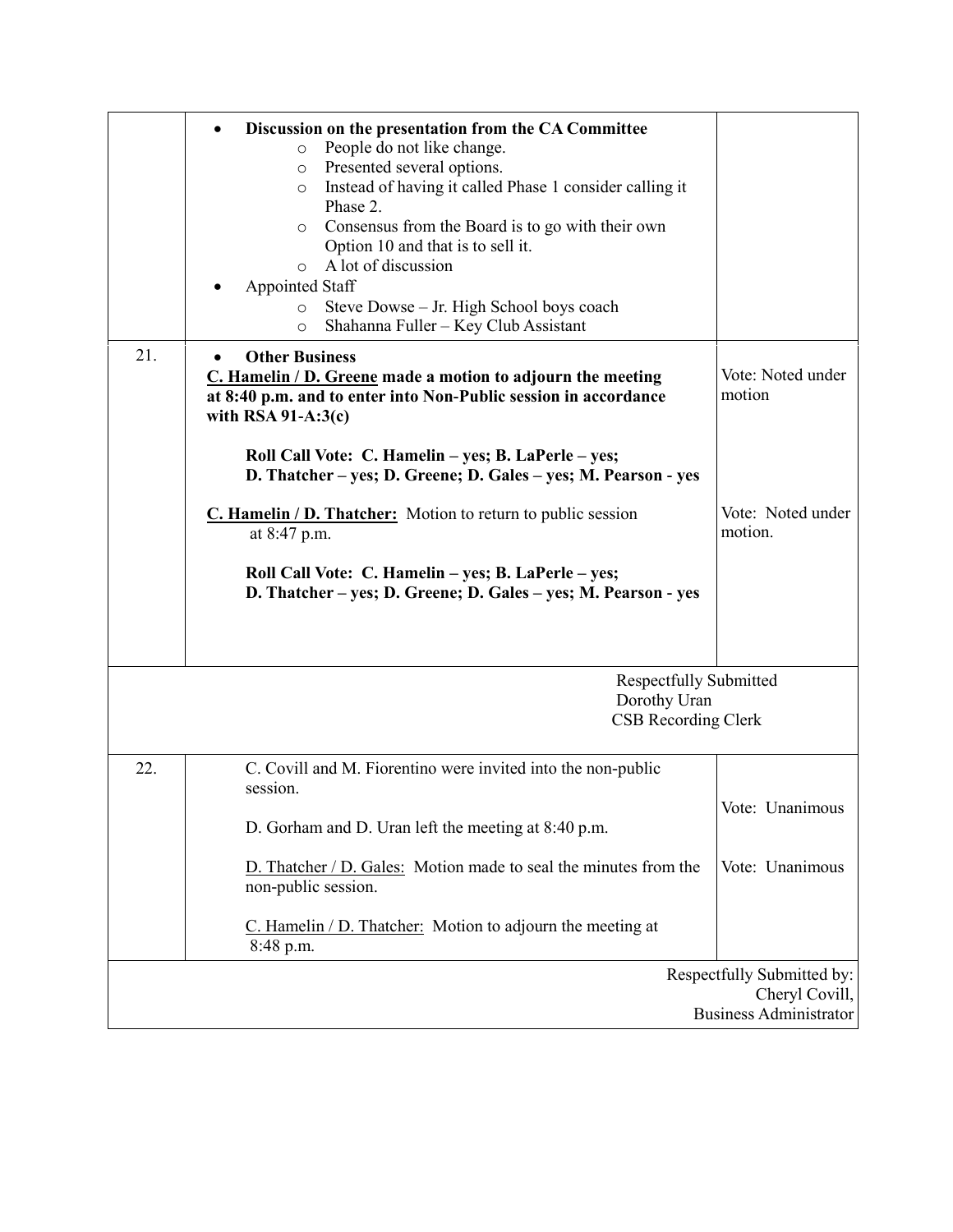| | | |
|---|---|---|
| | • **Discussion on the presentation from the CA Committee**<br>  ○ People do not like change.<br>  ○ Presented several options.<br>  ○ Instead of having it called Phase 1 consider calling it Phase 2.<br>  ○ Consensus from the Board is to go with their own Option 10 and that is to sell it.<br>  ○ A lot of discussion<br>• Appointed Staff<br>  ○ Steve Dowse – Jr. High School boys coach<br>  ○ Shahanna Fuller – Key Club Assistant | |
| 21. | • **Other Business**<br>**<u>C. Hamelin / D. Greene</u> made a motion to adjourn the meeting at 8:40 p.m. and to enter into Non-Public session in accordance with RSA 91-A:3(c)**<br><br>**Roll Call Vote: C. Hamelin – yes; B. LaPerle – yes; D. Thatcher – yes; D. Greene; D. Gales – yes; M. Pearson - yes**<br><br>**<u>C. Hamelin / D. Thatcher:</u>** Motion to return to public session at 8:47 p.m.<br><br>**Roll Call Vote: C. Hamelin – yes; B. LaPerle – yes; D. Thatcher – yes; D. Greene; D. Gales – yes; M. Pearson - yes** | Vote: Noted under motion<br><br>Vote: Noted under motion. |

Respectfully Submitted
Dorothy Uran
CSB Recording Clerk

| | | |
|---|---|---|
| 22. | C. Covill and M. Fiorentino were invited into the non-public session.<br><br>D. Gorham and D. Uran left the meeting at 8:40 p.m.<br><br><u>D. Thatcher / D. Gales:</u> Motion made to seal the minutes from the non-public session.<br><br><u>C. Hamelin / D. Thatcher:</u> Motion to adjourn the meeting at 8:48 p.m. | Vote: Unanimous<br><br>Vote: Unanimous |

Respectfully Submitted by:
Cheryl Covill,
Business Administrator